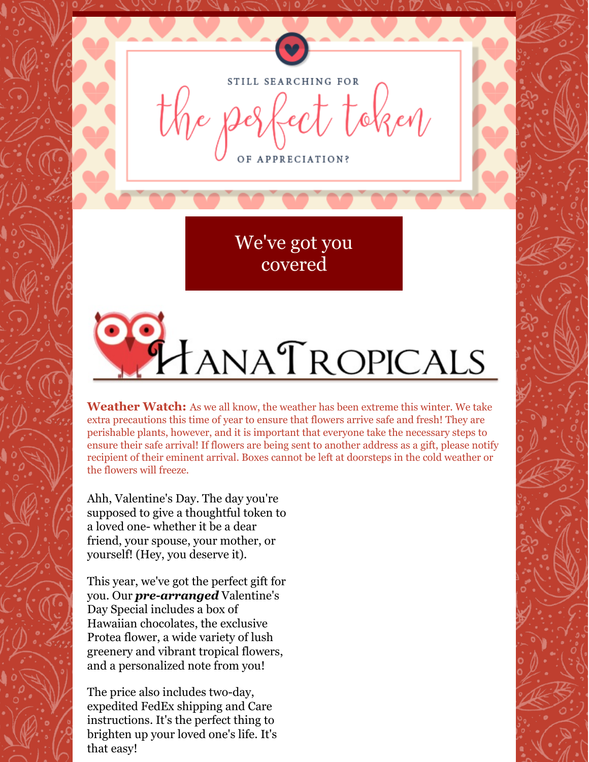STILL SEARCHING FOR

# the perfect token

OF APPRECIATION?

## We've got you covered

# HanaTropicals

**Weather Watch:** As we all know, the weather has been extreme this winter. We take extra precautions this time of year to ensure that flowers arrive safe and fresh! They are perishable plants, however, and it is important that everyone take the necessary steps to ensure their safe arrival! If flowers are being sent to another address as a gift, please notify recipient of their eminent arrival. Boxes cannot be left at doorsteps in the cold weather or the flowers will freeze.

Ahh, Valentine's Day. The day you're supposed to give a thoughtful token to a loved one- whether it be a dear friend, your spouse, your mother, or yourself! (Hey, you deserve it).

This year, we've got the perfect gift for you. Our ***pre-arranged*** Valentine's Day Special includes a box of Hawaiian chocolates, the exclusive Protea flower, a wide variety of lush greenery and vibrant tropical flowers, and a personalized note from you!

The price also includes two-day, expedited FedEx shipping and Care instructions. It's the perfect thing to brighten up your loved one's life. It's that easy!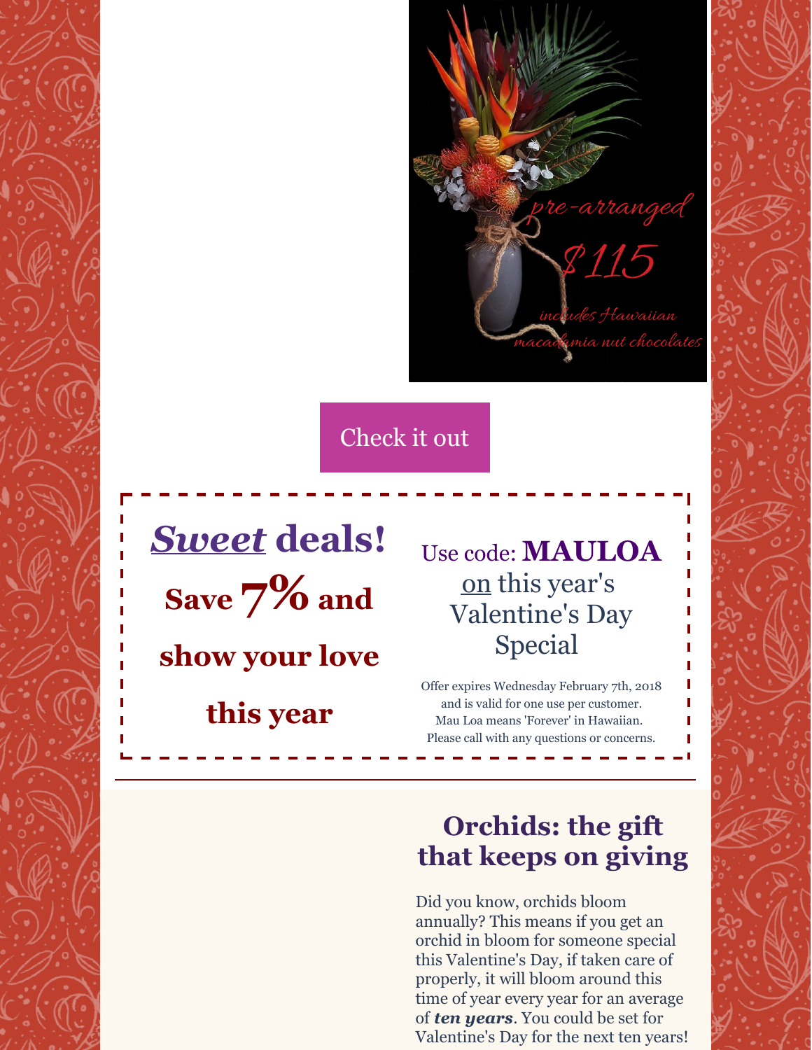pre-arranged

$115

includes Hawaiian macadamia nut chocolates

Check it out

***Sweet*** **deals!**

**Save 7% and show your love this year**

Use code: **MAULOA** on this year's Valentine's Day Special

Offer expires Wednesday February 7th, 2018 and is valid for one use per customer. Mau Loa means 'Forever' in Hawaiian. Please call with any questions or concerns.

---

## Orchids: the gift that keeps on giving

Did you know, orchids bloom annually? This means if you get an orchid in bloom for someone special this Valentine's Day, if taken care of properly, it will bloom around this time of year every year for an average of ***ten years***. You could be set for Valentine's Day for the next ten years!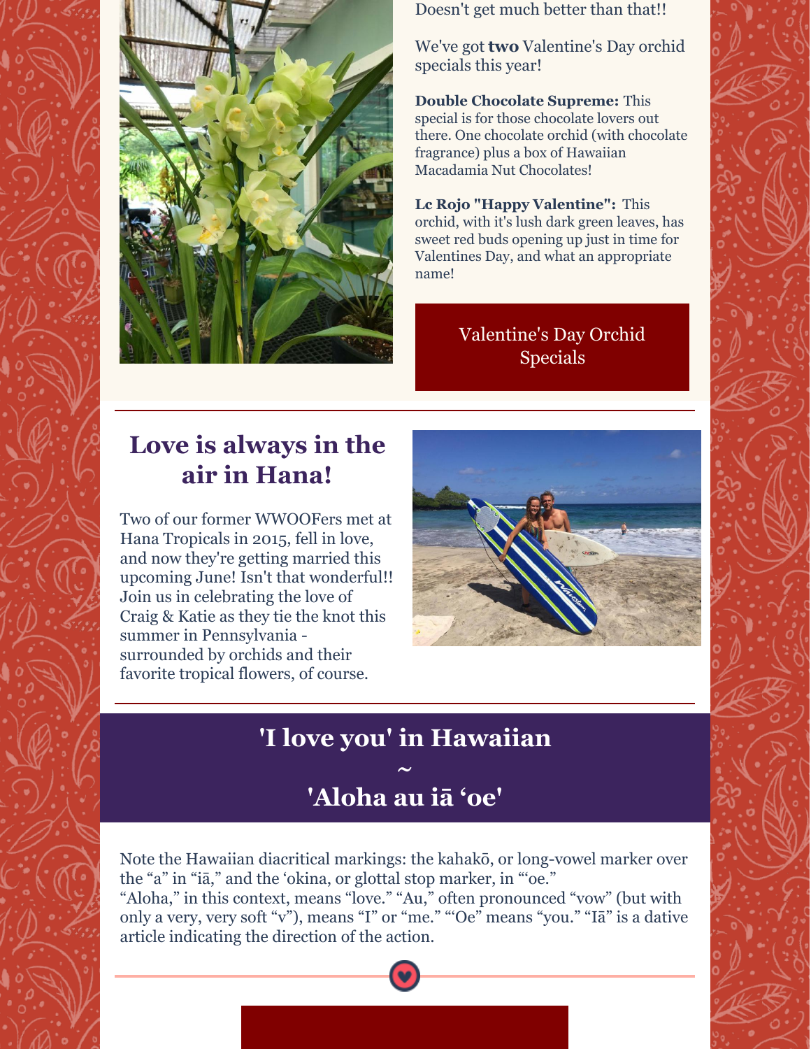Doesn't get much better than that!!

We've got **two** Valentine's Day orchid specials this year!

**Double Chocolate Supreme:** This special is for those chocolate lovers out there. One chocolate orchid (with chocolate fragrance) plus a box of Hawaiian Macadamia Nut Chocolates!

**Lc Rojo "Happy Valentine":** This orchid, with it's lush dark green leaves, has sweet red buds opening up just in time for Valentines Day, and what an appropriate name!

Valentine's Day Orchid Specials

## Love is always in the air in Hana!

Two of our former WWOOFers met at Hana Tropicals in 2015, fell in love, and now they're getting married this upcoming June! Isn't that wonderful!! Join us in celebrating the love of Craig & Katie as they tie the knot this summer in Pennsylvania - surrounded by orchids and their favorite tropical flowers, of course.

## 'I love you' in Hawaiian ~ 'Aloha au iā ʻoe'

Note the Hawaiian diacritical markings: the kahakō, or long-vowel marker over the "a" in "iā," and the ʻokina, or glottal stop marker, in "ʻoe." "Aloha," in this context, means "love." "Au," often pronounced "vow" (but with only a very, very soft "v"), means "I" or "me." "ʻOe" means "you." "Iā" is a dative article indicating the direction of the action.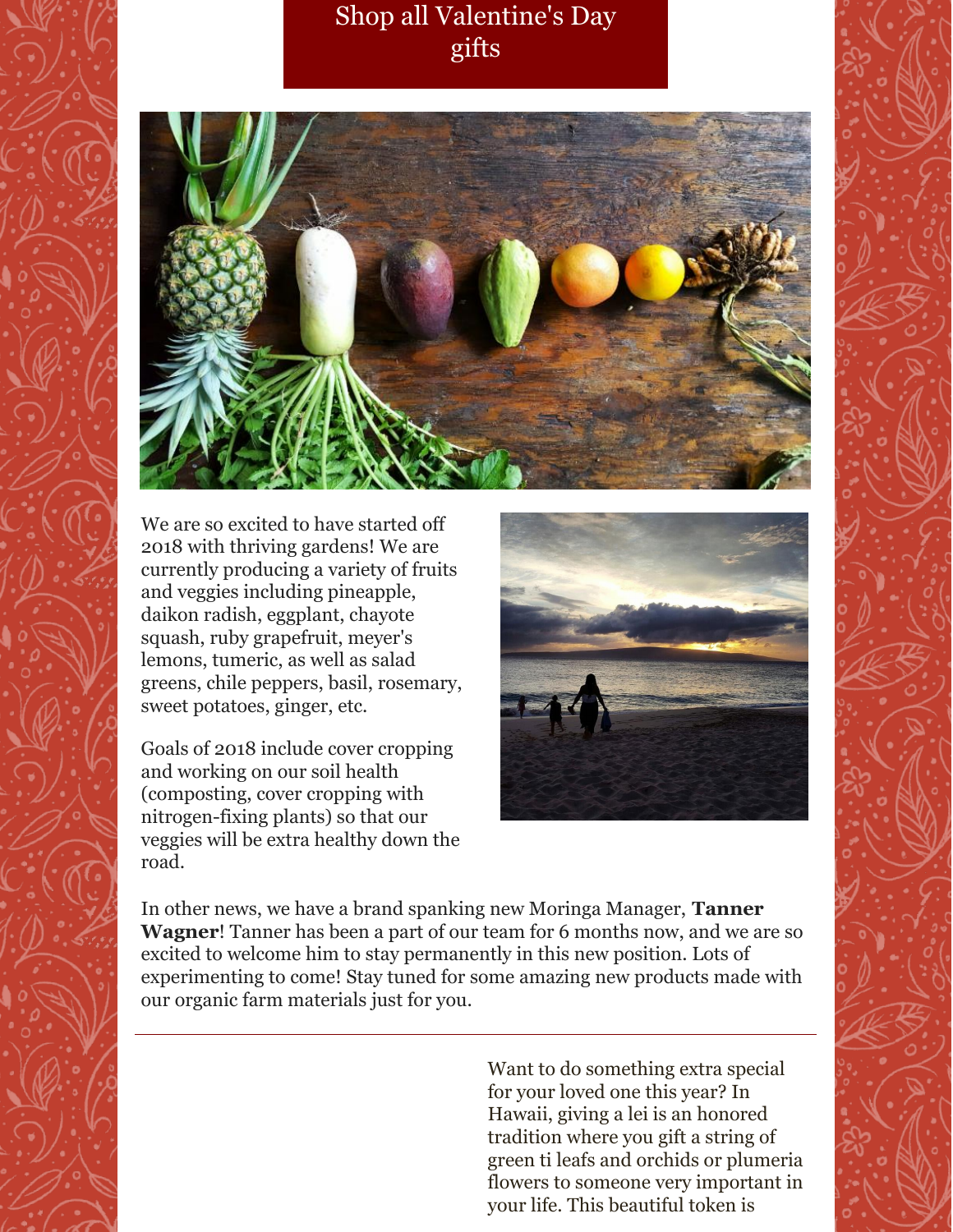Shop all Valentine's Day gifts

We are so excited to have started off 2018 with thriving gardens! We are currently producing a variety of fruits and veggies including pineapple, daikon radish, eggplant, chayote squash, ruby grapefruit, meyer's lemons, tumeric, as well as salad greens, chile peppers, basil, rosemary, sweet potatoes, ginger, etc.

Goals of 2018 include cover cropping and working on our soil health (composting, cover cropping with nitrogen-fixing plants) so that our veggies will be extra healthy down the road.

In other news, we have a brand spanking new Moringa Manager, **Tanner Wagner**! Tanner has been a part of our team for 6 months now, and we are so excited to welcome him to stay permanently in this new position. Lots of experimenting to come! Stay tuned for some amazing new products made with our organic farm materials just for you.

---

Want to do something extra special for your loved one this year? In Hawaii, giving a lei is an honored tradition where you gift a string of green ti leafs and orchids or plumeria flowers to someone very important in your life. This beautiful token is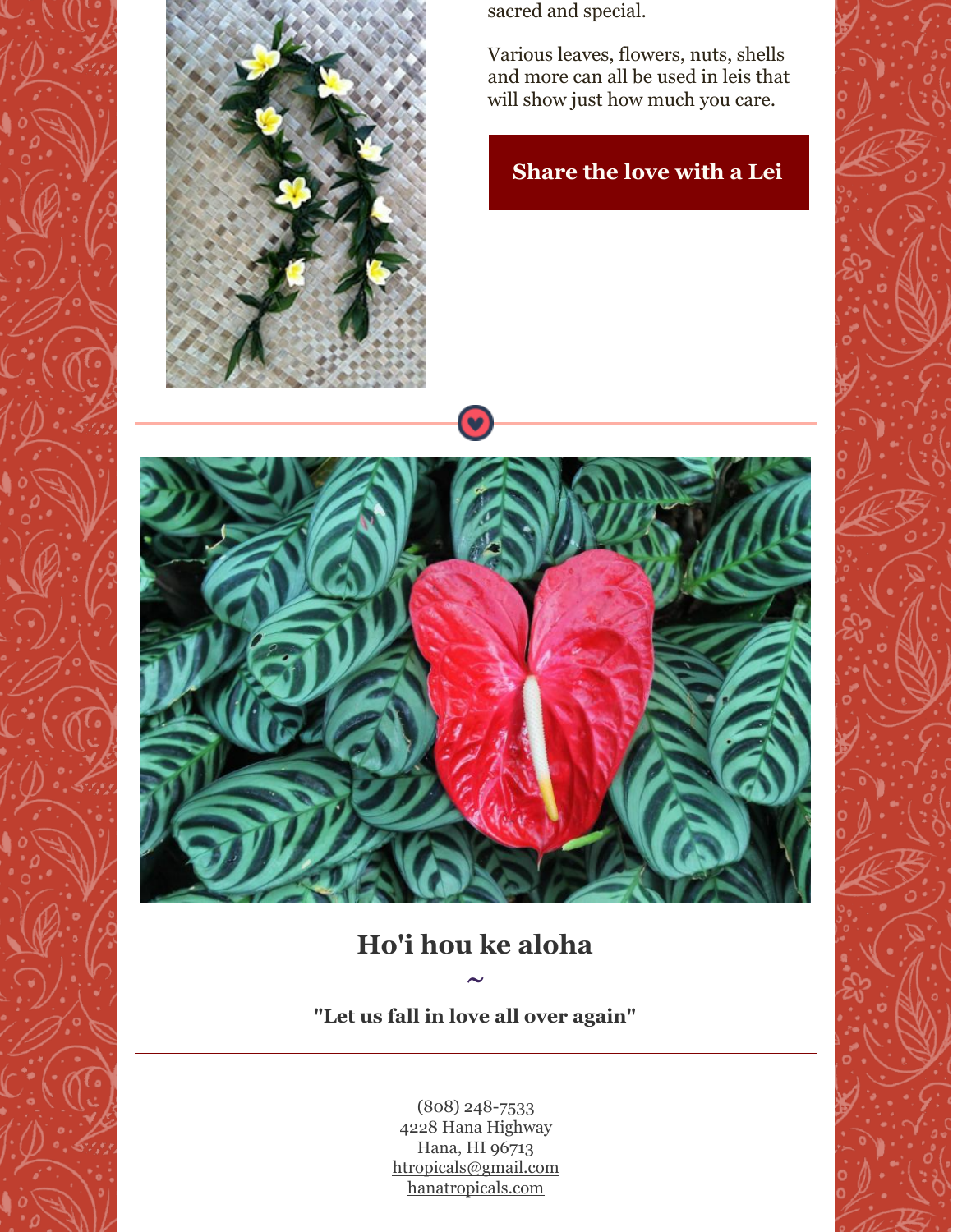sacred and special.

Various leaves, flowers, nuts, shells and more can all be used in leis that will show just how much you care.

**Share the love with a Lei**

## Ho'i hou ke aloha

~

**"Let us fall in love all over again"**

---

(808) 248-7533
4228 Hana Highway
Hana, HI 96713
htropicals@gmail.com
hanatropicals.com